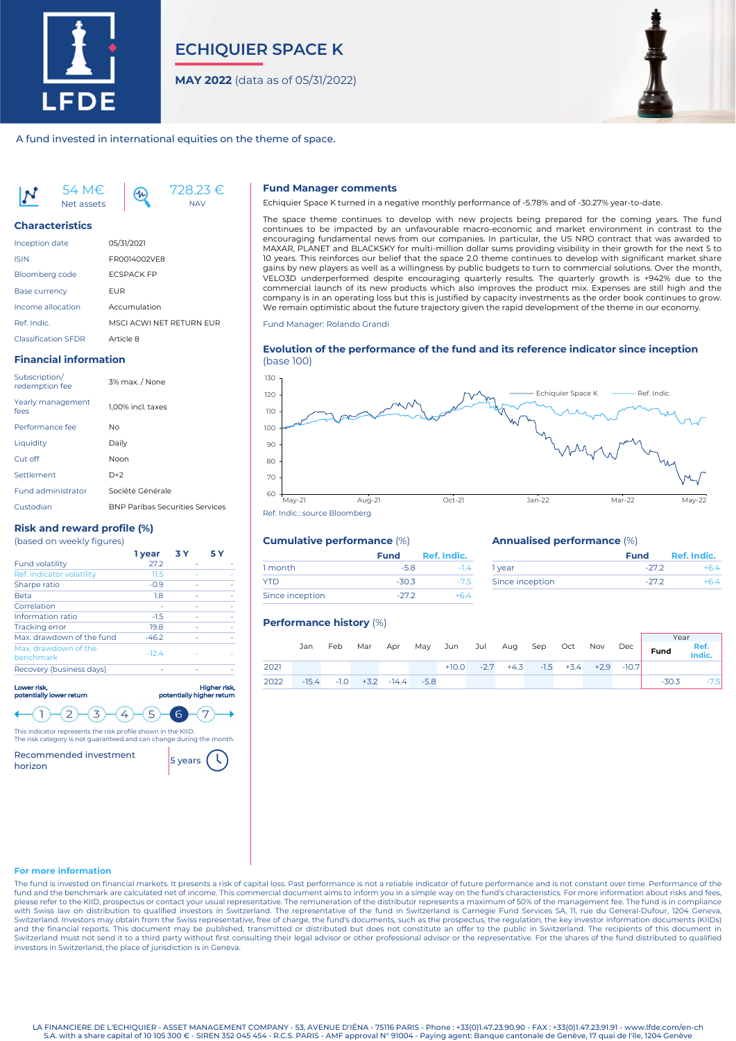# ECHIQUIER SPACE K

**MAY 2022** (data as of 05/31/2022)

A fund invested in international equities on the theme of space.

54 M€
Net assets

728.23 €
NAV

## Characteristics

| | |
|---|---|
| Inception date | 05/31/2021 |
| ISIN | FR0014002VE8 |
| Bloomberg code | ECSPACK FP |
| Base currency | EUR |
| Income allocation | Accumulation |
| Ref. Indic. | MSCI ACWI NET RETURN EUR |
| Classification SFDR | Article 8 |

## Financial information

| | |
|---|---|
| Subscription/ redemption fee | 3% max. / None |
| Yearly management fees | 1,00% incl. taxes |
| Performance fee | No |
| Liquidity | Daily |
| Cut off | Noon |
| Settlement | D+2 |
| Fund administrator | Société Générale |
| Custodian | BNP Paribas Securities Services |

## Risk and reward profile (%)

(based on weekly figures)

| | 1 year | 3 Y | 5 Y |
|---|---|---|---|
| Fund volatility | 27.2 | - | - |
| Ref. indicator volatility | 11.5 | - | - |
| Sharpe ratio | -0.9 | - | - |
| Beta | 1.8 | - | - |
| Correlation | - | - | - |
| Information ratio | -1.5 | - | - |
| Tracking error | 19.8 | - | - |
| Max. drawdown of the fund | -46.2 | - | - |
| Max. drawdown of the benchmark | -12.4 | - | - |
| Recovery (business days) | - | - | - |

**Lower risk, potentially lower return** — **Higher risk, potentially higher return**

1 — 2 — 3 — 4 — 5 — **6** — 7

This indicator represents the risk profile shown in the KIID.
The risk category is not guaranteed and can change during the month.

Recommended investment horizon: 5 years

## Fund Manager comments

Echiquier Space K turned in a negative monthly performance of -5.78% and of -30.27% year-to-date.

The space theme continues to develop with new projects being prepared for the coming years. The fund continues to be impacted by an unfavourable macro-economic and market environment in contrast to the encouraging fundamental news from our companies. In particular, the US NRO contract that was awarded to MAXAR, PLANET and BLACKSKY for multi-million dollar sums providing visibility in their growth for the next 5 to 10 years. This reinforces our belief that the space 2.0 theme continues to develop with significant market share gains by new players as well as a willingness by public budgets to turn to commercial solutions. Over the month, VELO3D underperformed despite encouraging quarterly results. The quarterly growth is +942% due to the commercial launch of its new products which also improves the product mix. Expenses are still high and the company is in an operating loss but this is justified by capacity investments as the order book continues to grow. We remain optimistic about the future trajectory given the rapid development of the theme in our economy.

Fund Manager: Rolando Grandi

## Evolution of the performance of the fund and its reference indicator since inception

(base 100)

Legend: Echiquier Space K — Ref. Indic.

Ref. Indic.: source Bloomberg

## Cumulative performance (%)

| | Fund | Ref. Indic. |
|---|---|---|
| 1 month | -5.8 | -1.4 |
| YTD | -30.3 | -7.5 |
| Since inception | -27.2 | +6.4 |

## Annualised performance (%)

| | Fund | Ref. Indic. |
|---|---|---|
| 1 year | -27.2 | +6.4 |
| Since inception | -27.2 | +6.4 |

## Performance history (%)

| | Jan | Feb | Mar | Apr | May | Jun | Jul | Aug | Sep | Oct | Nov | Dec | Year Fund | Year Ref. Indic. |
|---|---|---|---|---|---|---|---|---|---|---|---|---|---|---|
| 2021 | | | | | | +10.0 | -2.7 | +4.3 | -1.5 | +3.4 | +2.9 | -10.7 | | |
| 2022 | -15.4 | -1.0 | +3.2 | -14.4 | -5.8 | | | | | | | | -30.3 | -7.5 |

### For more information

The fund is invested on financial markets. It presents a risk of capital loss. Past performance is not a reliable indicator of future performance and is not constant over time. Performance of the fund and the benchmark are calculated net of income. This commercial document aims to inform you in a simple way on the fund's characteristics. For more information about risks and fees, please refer to the KIID, prospectus or contact your usual representative. The remuneration of the distributor represents a maximum of 50% of the management fee. The fund is in compliance with Swiss law on distribution to qualified investors in Switzerland. The representative of the fund in Switzerland is Carnegie Fund Services SA, 11, rue du General-Dufour, 1204 Geneva, Switzerland. Investors may obtain from the Swiss representative, free of charge, the fund's documents, such as the prospectus, the regulation, the key investor information documents (KIIDs) and the financial reports. This document may be published, transmitted or distributed but does not constitute an offer to the public in Switzerland. The recipients of this document in Switzerland must not send it to a third party without first consulting their legal advisor or other professional advisor or the representative. For the shares of the fund distributed to qualified investors in Switzerland, the place of jurisdiction is in Geneva.

LA FINANCIERE DE L'ECHIQUIER - ASSET MANAGEMENT COMPANY - 53, AVENUE D'IÉNA - 75116 PARIS - Phone : +33(0)1.47.23.90.90 - FAX : +33(0)1.47.23.91.91 - www.lfde.com/en-ch
S.A. with a share capital of 10 105 300 € - SIREN 352 045 454 - R.C.S. PARIS - AMF approval N° 91004 - Paying agent: Banque cantonale de Genève, 17 quai de l'Ile, 1204 Genève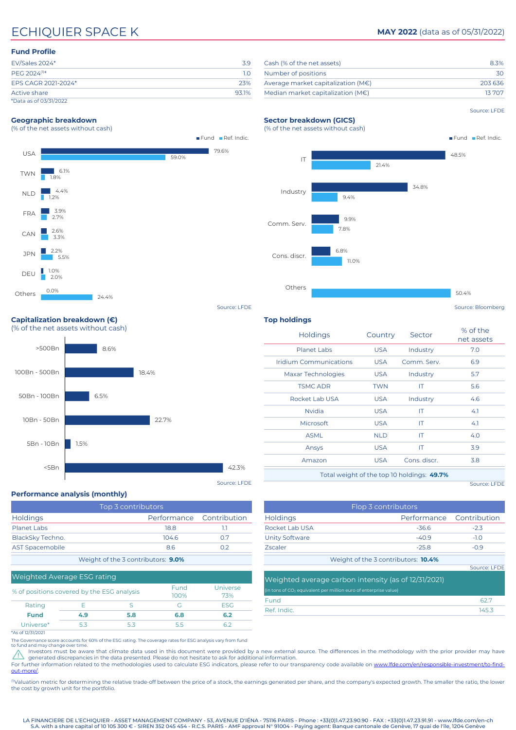# ECHIQUIER SPACE K

**MAY 2022** (data as of 05/31/2022)

## Fund Profile

| | |
|---|---|
| EV/Sales 2024* | 3.9 |
| PEG 2024[(1)]* | 1.0 |
| EPS CAGR 2021-2024* | 23% |
| Active share | 93.1% |

*Data as of 03/31/2022

| | |
|---|---|
| Cash (% of the net assets) | 8.3% |
| Number of positions | 30 |
| Average market capitalization (M€) | 203 636 |
| Median market capitalization (M€) | 13 707 |

Source: LFDE

## Geographic breakdown

(% of the net assets without cash)

Fund Ref. Indic.

USA 79.6% 59.0%
TWN 6.1% 1.8%
NLD 4.4% 1.2%
FRA 3.9% 2.7%
CAN 2.6% 3.3%
JPN 2.2% 5.5%
DEU 1.0% 2.0%
Others 0.0% 24.4%

Source: LFDE

## Sector breakdown (GICS)

(% of the net assets without cash)

Fund Ref. Indic.

IT 48.5% 21.4%
Industry 34.8% 9.4%
Comm. Serv. 9.9% 7.8%
Cons. discr. 6.8% 11.0%
Others 50.4%

Source: Bloomberg

## Capitalization breakdown (€)

(% of the net assets without cash)

>500Bn 8.6%
100Bn - 500Bn 18.4%
50Bn - 100Bn 6.5%
10Bn - 50Bn 22.7%
5Bn - 10Bn 1.5%
<5Bn 42.3%

Source: LFDE

## Top holdings

| Holdings | Country | Sector | % of the net assets |
|---|---|---|---|
| Planet Labs | USA | Industry | 7.0 |
| Iridium Communications | USA | Comm. Serv. | 6.9 |
| Maxar Technologies | USA | Industry | 5.7 |
| TSMC ADR | TWN | IT | 5.6 |
| Rocket Lab USA | USA | Industry | 4.6 |
| Nvidia | USA | IT | 4.1 |
| Microsoft | USA | IT | 4.1 |
| ASML | NLD | IT | 4.0 |
| Ansys | USA | IT | 3.9 |
| Amazon | USA | Cons. discr. | 3.8 |
| Total weight of the top 10 holdings: **49.7%** | | | |

Source: LFDE

## Performance analysis (monthly)

| Top 3 contributors | | |
|---|---|---|
| Holdings | Performance | Contribution |
| Planet Labs | 18.8 | 1.1 |
| BlackSky Techno. | 104.6 | 0.7 |
| AST Spacemobile | 8.6 | 0.2 |
| Weight of the 3 contributors: **9.0%** | | |

| Flop 3 contributors | | |
|---|---|---|
| Holdings | Performance | Contribution |
| Rocket Lab USA | -36.6 | -2.3 |
| Unity Software | -40.9 | -1.0 |
| Zscaler | -25.8 | -0.9 |
| Weight of the 3 contributors: **10.4%** | | |

Source: LFDE

## Weighted Average ESG rating

| % of positions covered by the ESG analysis | | Fund 100% | | Universe 73% |
|---|---|---|---|---|
| Rating | E | S | G | ESG |
| **Fund** | **4.9** | **5.8** | **6.8** | **6.2** |
| Universe* | 5.3 | 5.3 | 5.5 | 6.2 |

*As of 12/31/2021

## Weighted average carbon intensity (as of 12/31/2021)

(in tons of $CO_2$ equivalent per million euro of enterprise value)

| | |
|---|---|
| Fund | 62.7 |
| Ref. Indic. | 145.3 |

The Governance score accounts for 60% of the ESG rating. The coverage rates for ESG analysis vary from fund to fund and may change over time.

Investors must be aware that climate data used in this document were provided by a new external source. The differences in the methodology with the prior provider may have generated discrepancies in the data presented. Please do not hesitate to ask for additional information.

For further information related to the methodologies used to calculate ESG indicators, please refer to our transparency code available on www.lfde.com/en/responsible-investment/to-find-out-more/.

[(1)]Valuation metric for determining the relative trade-off between the price of a stock, the earnings generated per share, and the company's expected growth. The smaller the ratio, the lower the cost by growth unit for the portfolio.

LA FINANCIERE DE L'ECHIQUIER - ASSET MANAGEMENT COMPANY - 53, AVENUE D'IÉNA - 75116 PARIS - Phone : +33(0)1.47.23.90.90 - FAX : +33(0)1.47.23.91.91 - www.lfde.com/en-ch
S.A. with a share capital of 10 105 300 € - SIREN 352 045 454 - R.C.S. PARIS - AMF approval N° 91004 - Paying agent: Banque cantonale de Genève, 17 quai de l'île, 1204 Genève